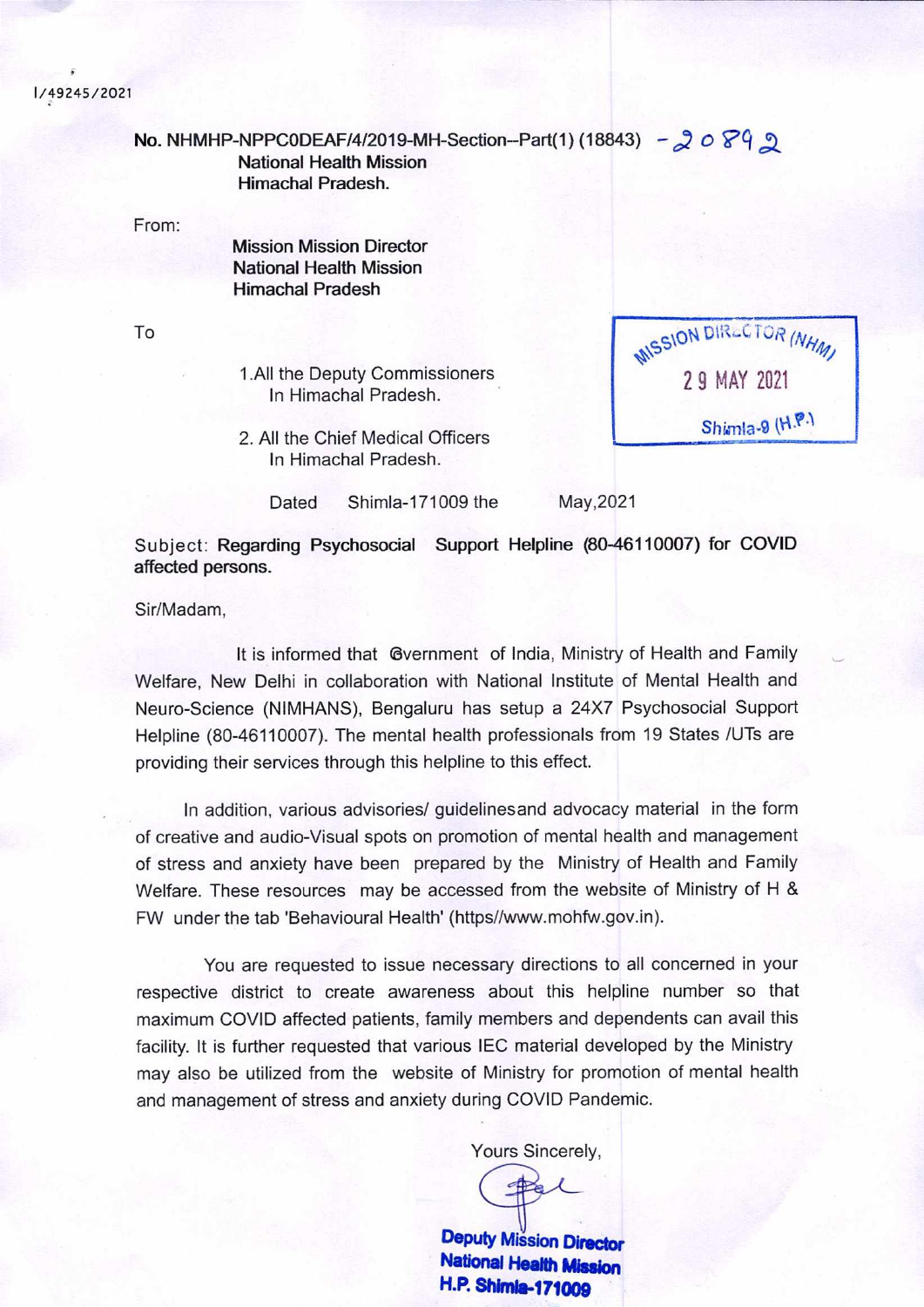I/49245/2021

**No. NHMHP-NPPC0DEAF/4/2019-MH-Section--Part(1) (18843)** - 20892
**National Health Mission**
**Himachal Pradesh.**

From:

**Mission Mission Director**
**National Health Mission**
**Himachal Pradesh**

To

1.All the Deputy Commissioners
In Himachal Pradesh.

2. All the Chief Medical Officers
In Himachal Pradesh.

MISSION DIRECTOR (NHM)
29 MAY 2021
Shimla-9 (H.P.)

Dated Shimla-171009 the May,2021

Subject: **Regarding Psychosocial Support Helpline (80-46110007) for COVID affected persons.**

Sir/Madam,

It is informed that Gvernment of India, Ministry of Health and Family Welfare, New Delhi in collaboration with National Institute of Mental Health and Neuro-Science (NIMHANS), Bengaluru has setup a 24X7 Psychosocial Support Helpline (80-46110007). The mental health professionals from 19 States /UTs are providing their services through this helpline to this effect.

In addition, various advisories/ guidelinesand advocacy material in the form of creative and audio-Visual spots on promotion of mental health and management of stress and anxiety have been prepared by the Ministry of Health and Family Welfare. These resources may be accessed from the website of Ministry of H & FW under the tab 'Behavioural Health' (https//www.mohfw.gov.in).

You are requested to issue necessary directions to all concerned in your respective district to create awareness about this helpline number so that maximum COVID affected patients, family members and dependents can avail this facility. It is further requested that various IEC material developed by the Ministry may also be utilized from the website of Ministry for promotion of mental health and management of stress and anxiety during COVID Pandemic.

Yours Sincerely,

**Deputy Mission Director**
**National Health Mission**
**H.P. Shimla-171009**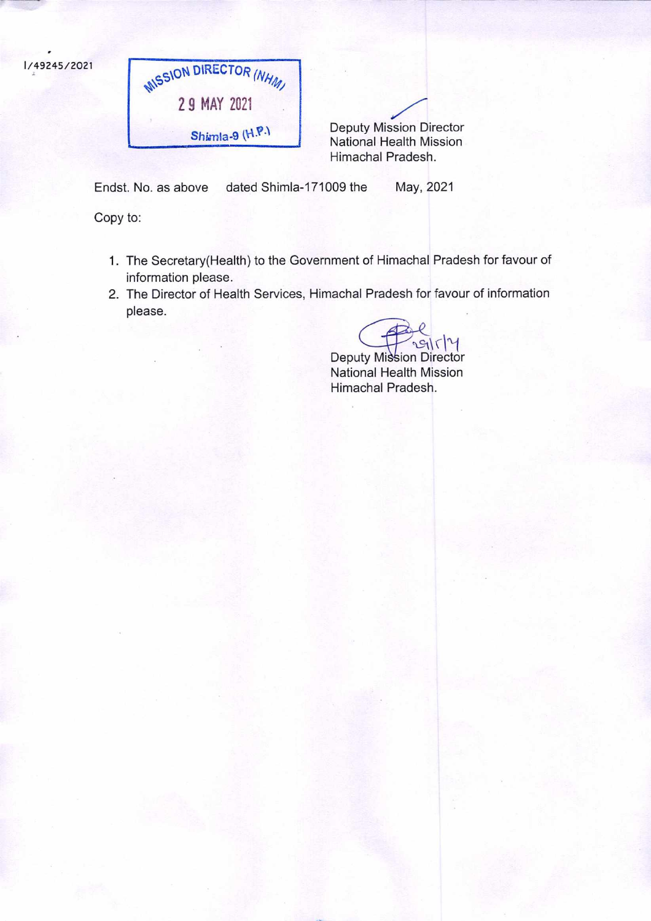I/49245/2021

MISSION DIRECTOR (NHM)
29 MAY 2021
Shimla-9 (H.P.)

Deputy Mission Director
National Health Mission
Himachal Pradesh.

Endst. No. as above dated Shimla-171009 the May, 2021

Copy to:

1. The Secretary(Health) to the Government of Himachal Pradesh for favour of information please.
2. The Director of Health Services, Himachal Pradesh for favour of information please.

29/5/21
Deputy Mission Director
National Health Mission
Himachal Pradesh.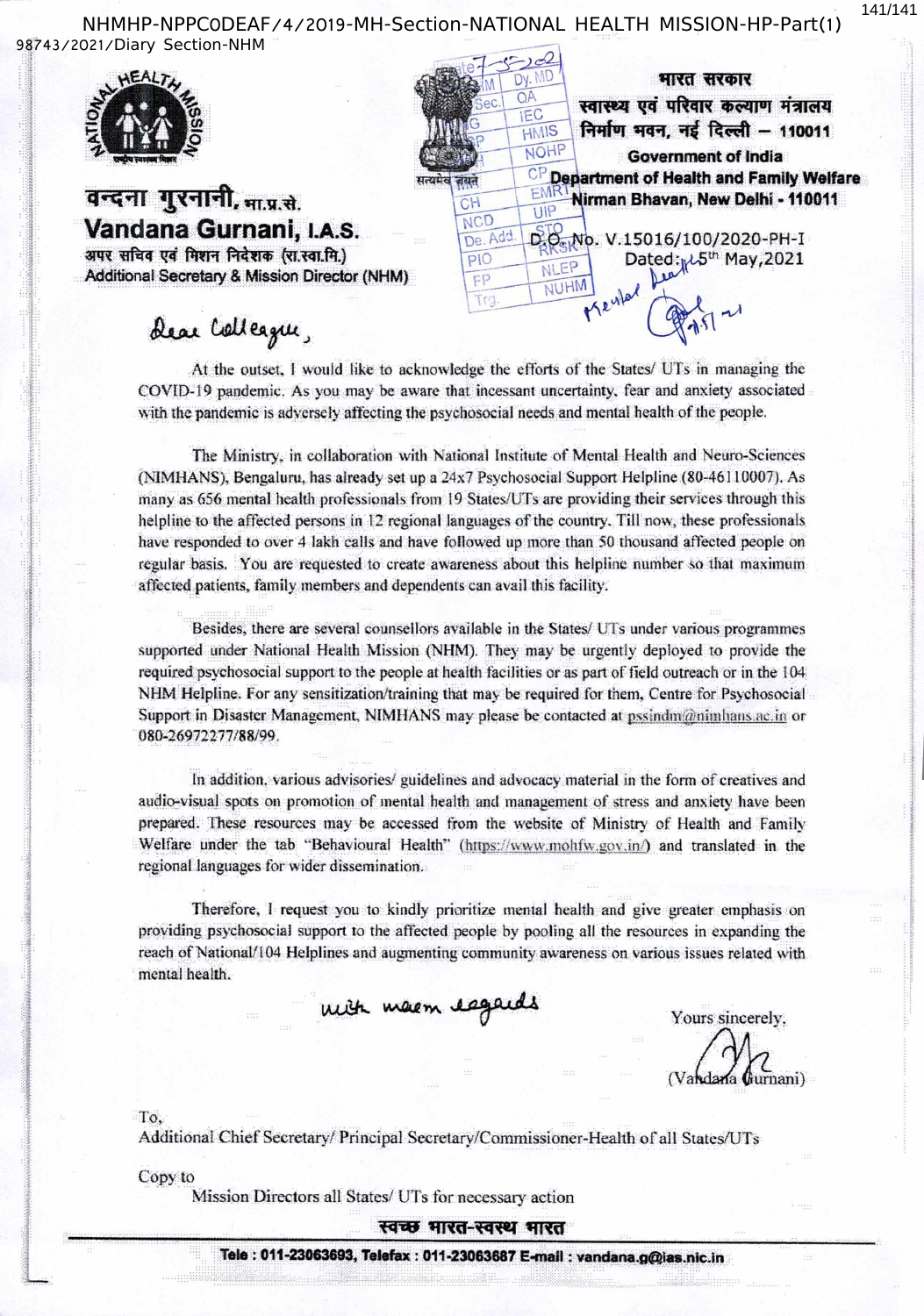वन्दना गुरनानी, भा.प्र.से.
**Vandana Gurnani, I.A.S.**
अपर सचिव एवं मिशन निदेशक (रा.स्वा.मि.)
Additional Secretary & Mission Director (NHM)

भारत सरकार
स्वास्थ्य एवं परिवार कल्याण मंत्रालय
निर्माण भवन, नई दिल्ली – 110011
**Government of India**
**Department of Health and Family Welfare**
**Nirman Bhavan, New Delhi - 110011**

D.O. No. V.15016/100/2020-PH-I
Dated: 15th May, 2021

Dear Colleague,

At the outset, I would like to acknowledge the efforts of the States/ UTs in managing the COVID-19 pandemic. As you may be aware that incessant uncertainty, fear and anxiety associated with the pandemic is adversely affecting the psychosocial needs and mental health of the people.

The Ministry, in collaboration with National Institute of Mental Health and Neuro-Sciences (NIMHANS), Bengaluru, has already set up a 24x7 Psychosocial Support Helpline (80-46110007). As many as 656 mental health professionals from 19 States/UTs are providing their services through this helpline to the affected persons in 12 regional languages of the country. Till now, these professionals have responded to over 4 lakh calls and have followed up more than 50 thousand affected people on regular basis. You are requested to create awareness about this helpline number so that maximum affected patients, family members and dependents can avail this facility.

Besides, there are several counsellors available in the States/ UTs under various programmes supported under National Health Mission (NHM). They may be urgently deployed to provide the required psychosocial support to the people at health facilities or as part of field outreach or in the 104 NHM Helpline. For any sensitization/training that may be required for them, Centre for Psychosocial Support in Disaster Management, NIMHANS may please be contacted at pssindm@nimhans.ac.in or 080-26972277/88/99.

In addition, various advisories/ guidelines and advocacy material in the form of creatives and audio-visual spots on promotion of mental health and management of stress and anxiety have been prepared. These resources may be accessed from the website of Ministry of Health and Family Welfare under the tab "Behavioural Health" (https://www.mohfw.gov.in/) and translated in the regional languages for wider dissemination.

Therefore, I request you to kindly prioritize mental health and give greater emphasis on providing psychosocial support to the affected people by pooling all the resources in expanding the reach of National/104 Helplines and augmenting community awareness on various issues related with mental health.

With warm regards

Yours sincerely,

(Vandana Gurnani)

To,
Additional Chief Secretary/ Principal Secretary/Commissioner-Health of all States/UTs

Copy to
Mission Directors all States/ UTs for necessary action

स्वच्छ भारत-स्वस्थ भारत

**Tele : 011-23063693, Telefax : 011-23063687 E-mail : vandana.g@ias.nic.in**